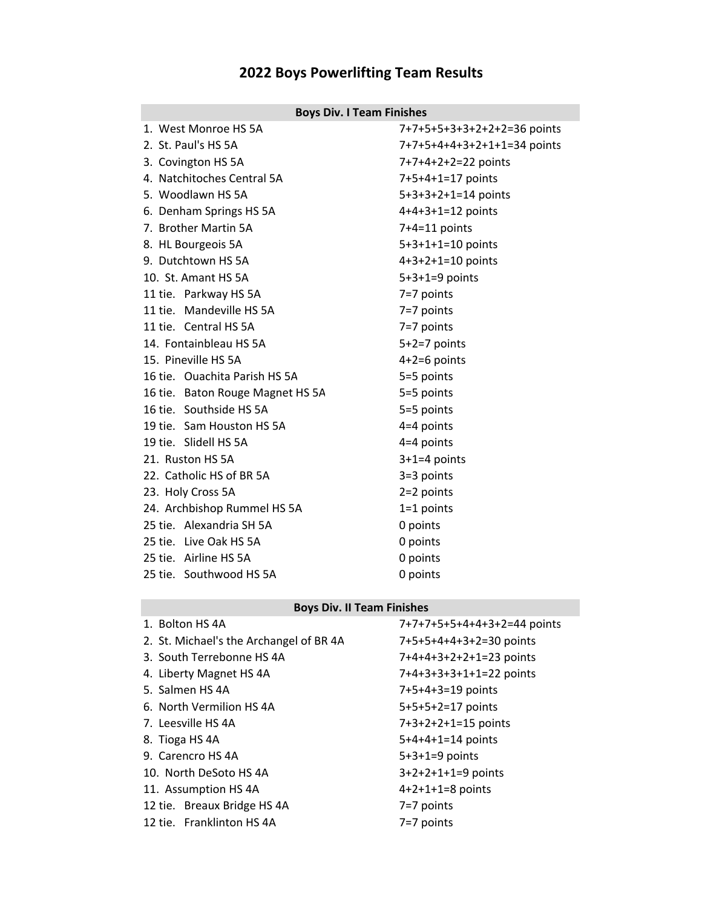# 2022 Boys Powerlifting Team Results

| Boys Div. I Team Finishes | |
|---|---|
| 1. West Monroe HS 5A | 7+7+5+5+3+3+2+2+2=36 points |
| 2. St. Paul's HS 5A | 7+7+5+4+4+3+2+1+1=34 points |
| 3. Covington HS 5A | 7+7+4+2+2=22 points |
| 4. Natchitoches Central 5A | 7+5+4+1=17 points |
| 5. Woodlawn HS 5A | 5+3+3+2+1=14 points |
| 6. Denham Springs HS 5A | 4+4+3+1=12 points |
| 7. Brother Martin 5A | 7+4=11 points |
| 8. HL Bourgeois 5A | 5+3+1+1=10 points |
| 9. Dutchtown HS 5A | 4+3+2+1=10 points |
| 10. St. Amant HS 5A | 5+3+1=9 points |
| 11 tie. Parkway HS 5A | 7=7 points |
| 11 tie. Mandeville HS 5A | 7=7 points |
| 11 tie. Central HS 5A | 7=7 points |
| 14. Fontainbleau HS 5A | 5+2=7 points |
| 15. Pineville HS 5A | 4+2=6 points |
| 16 tie. Ouachita Parish HS 5A | 5=5 points |
| 16 tie. Baton Rouge Magnet HS 5A | 5=5 points |
| 16 tie. Southside HS 5A | 5=5 points |
| 19 tie. Sam Houston HS 5A | 4=4 points |
| 19 tie. Slidell HS 5A | 4=4 points |
| 21. Ruston HS 5A | 3+1=4 points |
| 22. Catholic HS of BR 5A | 3=3 points |
| 23. Holy Cross 5A | 2=2 points |
| 24. Archbishop Rummel HS 5A | 1=1 points |
| 25 tie. Alexandria SH 5A | 0 points |
| 25 tie. Live Oak HS 5A | 0 points |
| 25 tie. Airline HS 5A | 0 points |
| 25 tie. Southwood HS 5A | 0 points |

| Boys Div. II Team Finishes | |
|---|---|
| 1. Bolton HS 4A | 7+7+7+5+5+4+4+3+2=44 points |
| 2. St. Michael's the Archangel of BR 4A | 7+5+5+4+4+3+2=30 points |
| 3. South Terrebonne HS 4A | 7+4+4+3+2+2+1=23 points |
| 4. Liberty Magnet HS 4A | 7+4+3+3+3+1+1=22 points |
| 5. Salmen HS 4A | 7+5+4+3=19 points |
| 6. North Vermilion HS 4A | 5+5+5+2=17 points |
| 7. Leesville HS 4A | 7+3+2+2+1=15 points |
| 8. Tioga HS 4A | 5+4+4+1=14 points |
| 9. Carencro HS 4A | 5+3+1=9 points |
| 10. North DeSoto HS 4A | 3+2+2+1+1=9 points |
| 11. Assumption HS 4A | 4+2+1+1=8 points |
| 12 tie. Breaux Bridge HS 4A | 7=7 points |
| 12 tie. Franklinton HS 4A | 7=7 points |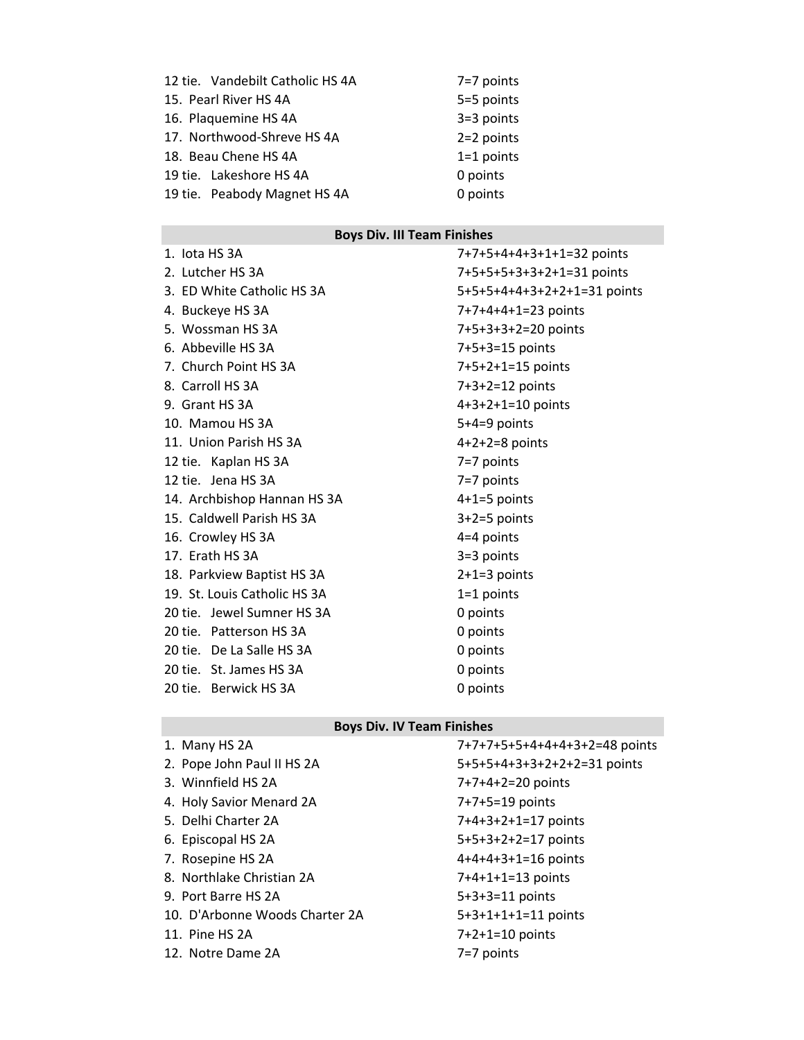| | |
|---|---|
| 12 tie. Vandebilt Catholic HS 4A | 7=7 points |
| 15. Pearl River HS 4A | 5=5 points |
| 16. Plaquemine HS 4A | 3=3 points |
| 17. Northwood-Shreve HS 4A | 2=2 points |
| 18. Beau Chene HS 4A | 1=1 points |
| 19 tie. Lakeshore HS 4A | 0 points |
| 19 tie. Peabody Magnet HS 4A | 0 points |

| Boys Div. III Team Finishes | |
|---|---|
| 1. Iota HS 3A | 7+7+5+4+4+3+1+1=32 points |
| 2. Lutcher HS 3A | 7+5+5+5+3+3+2+1=31 points |
| 3. ED White Catholic HS 3A | 5+5+5+4+4+3+2+2+1=31 points |
| 4. Buckeye HS 3A | 7+7+4+4+1=23 points |
| 5. Wossman HS 3A | 7+5+3+3+2=20 points |
| 6. Abbeville HS 3A | 7+5+3=15 points |
| 7. Church Point HS 3A | 7+5+2+1=15 points |
| 8. Carroll HS 3A | 7+3+2=12 points |
| 9. Grant HS 3A | 4+3+2+1=10 points |
| 10. Mamou HS 3A | 5+4=9 points |
| 11. Union Parish HS 3A | 4+2+2=8 points |
| 12 tie. Kaplan HS 3A | 7=7 points |
| 12 tie. Jena HS 3A | 7=7 points |
| 14. Archbishop Hannan HS 3A | 4+1=5 points |
| 15. Caldwell Parish HS 3A | 3+2=5 points |
| 16. Crowley HS 3A | 4=4 points |
| 17. Erath HS 3A | 3=3 points |
| 18. Parkview Baptist HS 3A | 2+1=3 points |
| 19. St. Louis Catholic HS 3A | 1=1 points |
| 20 tie. Jewel Sumner HS 3A | 0 points |
| 20 tie. Patterson HS 3A | 0 points |
| 20 tie. De La Salle HS 3A | 0 points |
| 20 tie. St. James HS 3A | 0 points |
| 20 tie. Berwick HS 3A | 0 points |

| Boys Div. IV Team Finishes | |
|---|---|
| 1. Many HS 2A | 7+7+7+5+5+4+4+4+3+2=48 points |
| 2. Pope John Paul II HS 2A | 5+5+5+4+3+3+2+2+2=31 points |
| 3. Winnfield HS 2A | 7+7+4+2=20 points |
| 4. Holy Savior Menard 2A | 7+7+5=19 points |
| 5. Delhi Charter 2A | 7+4+3+2+1=17 points |
| 6. Episcopal HS 2A | 5+5+3+2+2=17 points |
| 7. Rosepine HS 2A | 4+4+4+3+1=16 points |
| 8. Northlake Christian 2A | 7+4+1+1=13 points |
| 9. Port Barre HS 2A | 5+3+3=11 points |
| 10. D'Arbonne Woods Charter 2A | 5+3+1+1+1=11 points |
| 11. Pine HS 2A | 7+2+1=10 points |
| 12. Notre Dame 2A | 7=7 points |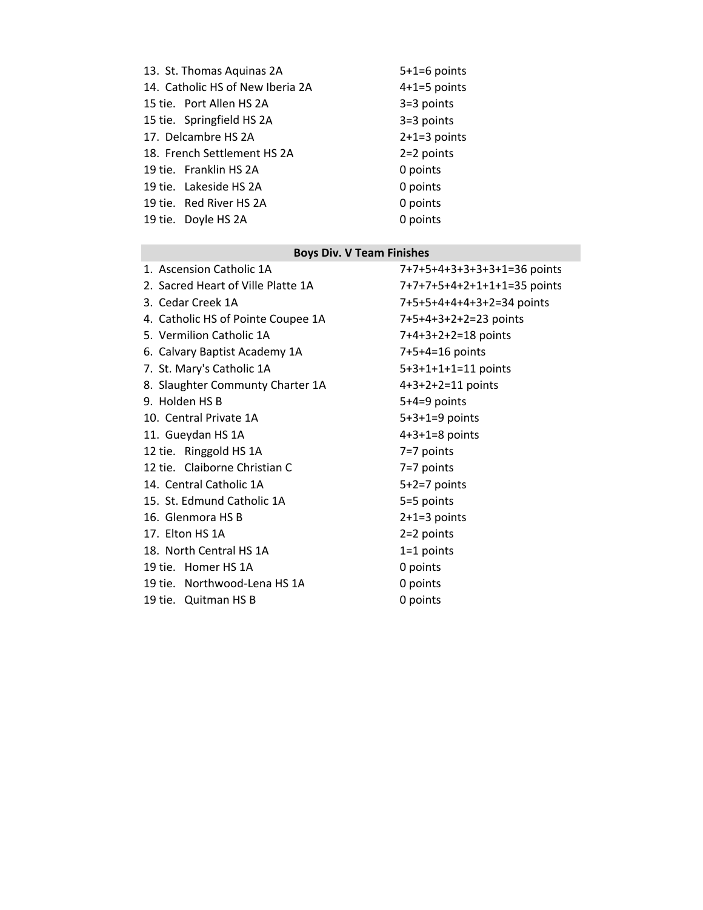| | |
|---|---|
| 13. St. Thomas Aquinas 2A | 5+1=6 points |
| 14. Catholic HS of New Iberia 2A | 4+1=5 points |
| 15 tie. Port Allen HS 2A | 3=3 points |
| 15 tie. Springfield HS 2A | 3=3 points |
| 17. Delcambre HS 2A | 2+1=3 points |
| 18. French Settlement HS 2A | 2=2 points |
| 19 tie. Franklin HS 2A | 0 points |
| 19 tie. Lakeside HS 2A | 0 points |
| 19 tie. Red River HS 2A | 0 points |
| 19 tie. Doyle HS 2A | 0 points |

**Boys Div. V Team Finishes**

| | |
|---|---|
| 1. Ascension Catholic 1A | 7+7+5+4+3+3+3+3+1=36 points |
| 2. Sacred Heart of Ville Platte 1A | 7+7+7+5+4+2+1+1+1=35 points |
| 3. Cedar Creek 1A | 7+5+5+4+4+4+3+2=34 points |
| 4. Catholic HS of Pointe Coupee 1A | 7+5+4+3+2+2=23 points |
| 5. Vermilion Catholic 1A | 7+4+3+2+2=18 points |
| 6. Calvary Baptist Academy 1A | 7+5+4=16 points |
| 7. St. Mary's Catholic 1A | 5+3+1+1+1=11 points |
| 8. Slaughter Communty Charter 1A | 4+3+2+2=11 points |
| 9. Holden HS B | 5+4=9 points |
| 10. Central Private 1A | 5+3+1=9 points |
| 11. Gueydan HS 1A | 4+3+1=8 points |
| 12 tie. Ringgold HS 1A | 7=7 points |
| 12 tie. Claiborne Christian C | 7=7 points |
| 14. Central Catholic 1A | 5+2=7 points |
| 15. St. Edmund Catholic 1A | 5=5 points |
| 16. Glenmora HS B | 2+1=3 points |
| 17. Elton HS 1A | 2=2 points |
| 18. North Central HS 1A | 1=1 points |
| 19 tie. Homer HS 1A | 0 points |
| 19 tie. Northwood-Lena HS 1A | 0 points |
| 19 tie. Quitman HS B | 0 points |